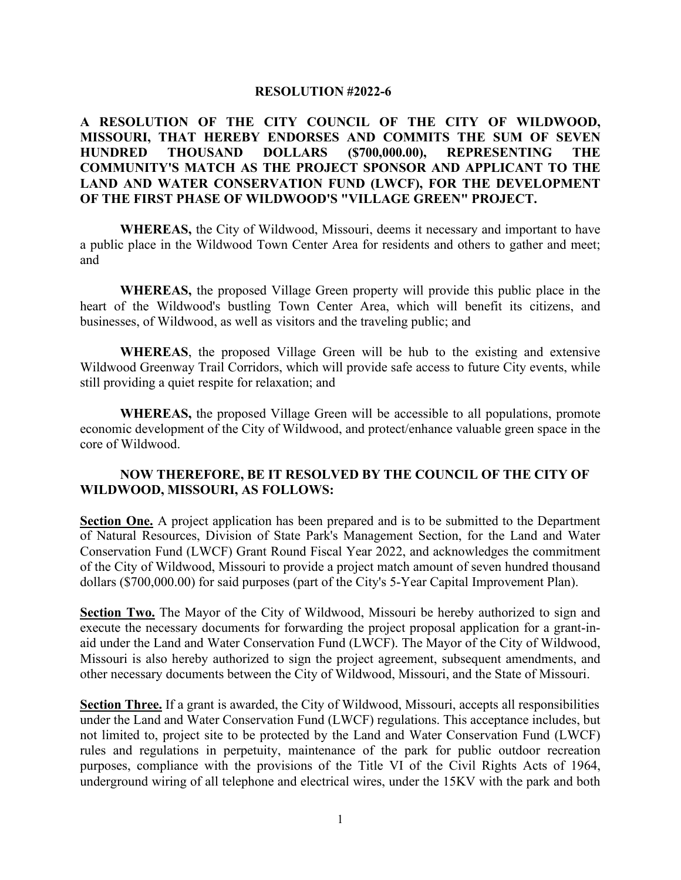# RESOLUTION #2022-6

**A RESOLUTION OF THE CITY COUNCIL OF THE CITY OF WILDWOOD, MISSOURI, THAT HEREBY ENDORSES AND COMMITS THE SUM OF SEVEN HUNDRED THOUSAND DOLLARS ($700,000.00), REPRESENTING THE COMMUNITY'S MATCH AS THE PROJECT SPONSOR AND APPLICANT TO THE LAND AND WATER CONSERVATION FUND (LWCF), FOR THE DEVELOPMENT OF THE FIRST PHASE OF WILDWOOD'S "VILLAGE GREEN" PROJECT.**

**WHEREAS,** the City of Wildwood, Missouri, deems it necessary and important to have a public place in the Wildwood Town Center Area for residents and others to gather and meet; and

**WHEREAS,** the proposed Village Green property will provide this public place in the heart of the Wildwood's bustling Town Center Area, which will benefit its citizens, and businesses, of Wildwood, as well as visitors and the traveling public; and

**WHEREAS**, the proposed Village Green will be hub to the existing and extensive Wildwood Greenway Trail Corridors, which will provide safe access to future City events, while still providing a quiet respite for relaxation; and

**WHEREAS,** the proposed Village Green will be accessible to all populations, promote economic development of the City of Wildwood, and protect/enhance valuable green space in the core of Wildwood.

**NOW THEREFORE, BE IT RESOLVED BY THE COUNCIL OF THE CITY OF WILDWOOD, MISSOURI, AS FOLLOWS:**

**Section One.** A project application has been prepared and is to be submitted to the Department of Natural Resources, Division of State Park's Management Section, for the Land and Water Conservation Fund (LWCF) Grant Round Fiscal Year 2022, and acknowledges the commitment of the City of Wildwood, Missouri to provide a project match amount of seven hundred thousand dollars ($700,000.00) for said purposes (part of the City's 5-Year Capital Improvement Plan).

**Section Two.** The Mayor of the City of Wildwood, Missouri be hereby authorized to sign and execute the necessary documents for forwarding the project proposal application for a grant-in-aid under the Land and Water Conservation Fund (LWCF). The Mayor of the City of Wildwood, Missouri is also hereby authorized to sign the project agreement, subsequent amendments, and other necessary documents between the City of Wildwood, Missouri, and the State of Missouri.

**Section Three.** If a grant is awarded, the City of Wildwood, Missouri, accepts all responsibilities under the Land and Water Conservation Fund (LWCF) regulations. This acceptance includes, but not limited to, project site to be protected by the Land and Water Conservation Fund (LWCF) rules and regulations in perpetuity, maintenance of the park for public outdoor recreation purposes, compliance with the provisions of the Title VI of the Civil Rights Acts of 1964, underground wiring of all telephone and electrical wires, under the 15KV with the park and both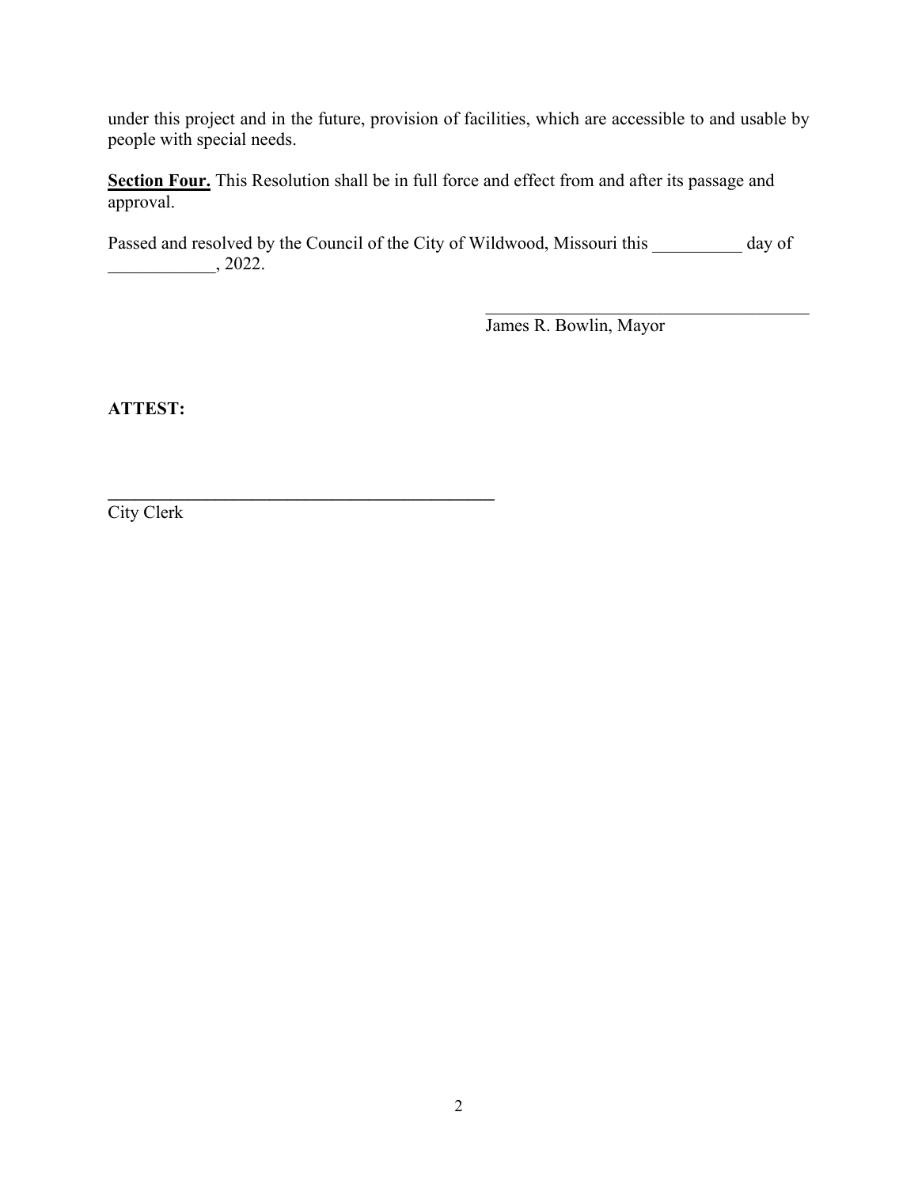under this project and in the future, provision of facilities, which are accessible to and usable by people with special needs.

**Section Four.** This Resolution shall be in full force and effect from and after its passage and approval.

Passed and resolved by the Council of the City of Wildwood, Missouri this __________ day of ____________, 2022.

_____________________________________
James R. Bowlin, Mayor

**ATTEST:**

_____________________________________
City Clerk